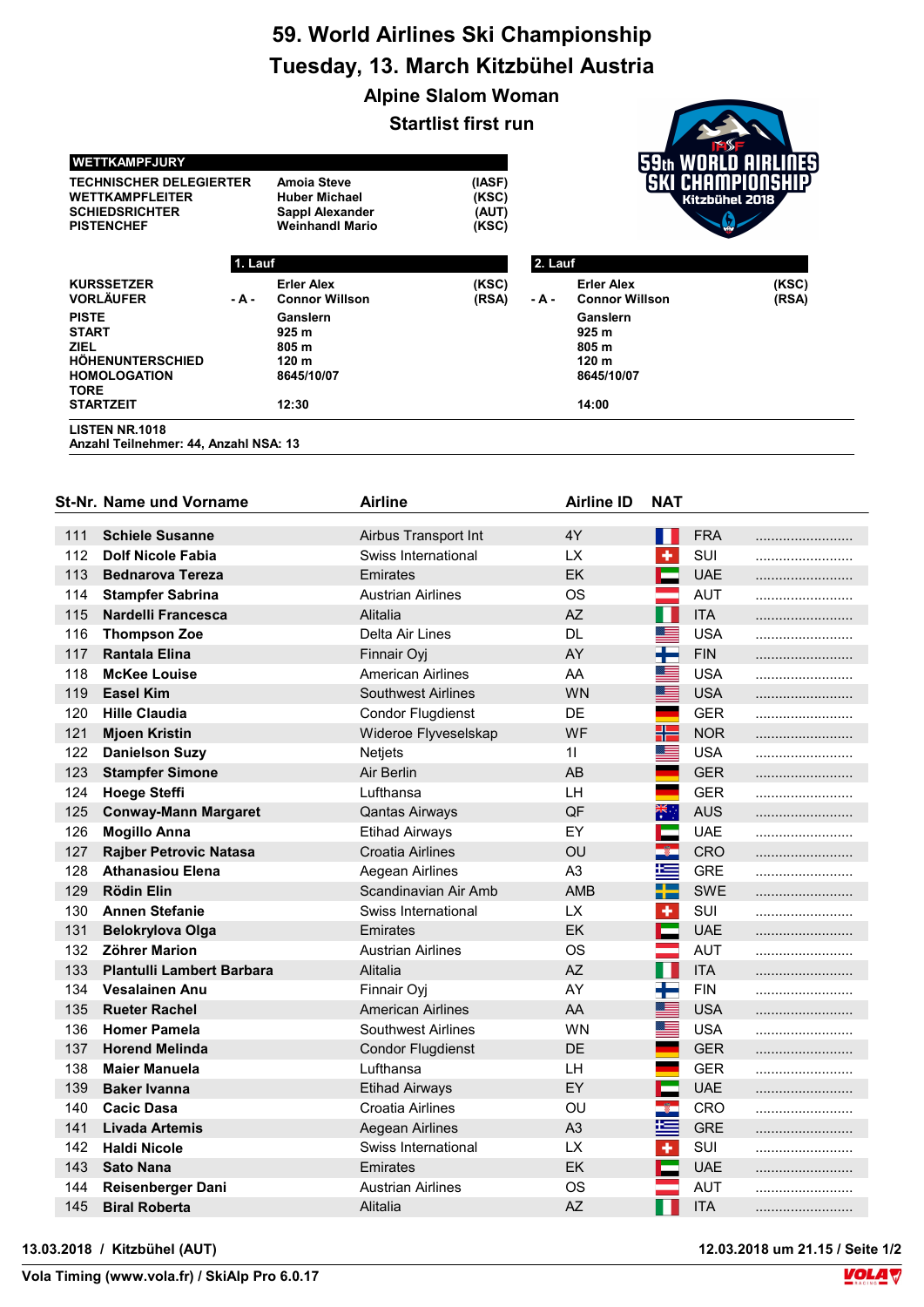# 59. World Airlines Ski Championship

## Tuesday, 13. March Kitzbühel Austria

### Alpine Slalom Woman

### Startlist first run

| WETTKAMPFJURY | | |
|---|---|---|
| TECHNISCHER DELEGIERTER | Amoia Steve | (IASF) |
| WETTKAMPFLEITER | Huber Michael | (KSC) |
| SCHIEDSRICHTER | Sappl Alexander | (AUT) |
| PISTENCHEF | Weinhandl Mario | (KSC) |

| | 1. Lauf | | 2. Lauf | |
|---|---|---|---|---|
| KURSSETZER | Erler Alex | (KSC) | Erler Alex | (KSC) |
| VORLÄUFER - A - | Connor Willson | (RSA) | Connor Willson | (RSA) |
| PISTE | Ganslern | | Ganslern | |
| START | 925 m | | 925 m | |
| ZIEL | 805 m | | 805 m | |
| HÖHENUNTERSCHIED | 120 m | | 120 m | |
| HOMOLOGATION | 8645/10/07 | | 8645/10/07 | |
| TORE | | | | |
| STARTZEIT | 12:30 | | 14:00 | |

LISTEN NR.1018
Anzahl Teilnehmer: 44, Anzahl NSA: 13

| St-Nr. | Name und Vorname | Airline | Airline ID | NAT | |
|---|---|---|---|---|---|
| 111 | **Schiele Susanne** | Airbus Transport Int | 4Y | FRA | ........................ |
| 112 | **Dolf Nicole Fabia** | Swiss International | LX | SUI | ........................ |
| 113 | **Bednarova Tereza** | Emirates | EK | UAE | ........................ |
| 114 | **Stampfer Sabrina** | Austrian Airlines | OS | AUT | ........................ |
| 115 | **Nardelli Francesca** | Alitalia | AZ | ITA | ........................ |
| 116 | **Thompson Zoe** | Delta Air Lines | DL | USA | ........................ |
| 117 | **Rantala Elina** | Finnair Oyj | AY | FIN | ........................ |
| 118 | **McKee Louise** | American Airlines | AA | USA | ........................ |
| 119 | **Easel Kim** | Southwest Airlines | WN | USA | ........................ |
| 120 | **Hille Claudia** | Condor Flugdienst | DE | GER | ........................ |
| 121 | **Mjoen Kristin** | Wideroe Flyveselskap | WF | NOR | ........................ |
| 122 | **Danielson Suzy** | Netjets | 1I | USA | ........................ |
| 123 | **Stampfer Simone** | Air Berlin | AB | GER | ........................ |
| 124 | **Hoege Steffi** | Lufthansa | LH | GER | ........................ |
| 125 | **Conway-Mann Margaret** | Qantas Airways | QF | AUS | ........................ |
| 126 | **Mogillo Anna** | Etihad Airways | EY | UAE | ........................ |
| 127 | **Rajber Petrovic Natasa** | Croatia Airlines | OU | CRO | ........................ |
| 128 | **Athanasiou Elena** | Aegean Airlines | A3 | GRE | ........................ |
| 129 | **Rödin Elin** | Scandinavian Air Amb | AMB | SWE | ........................ |
| 130 | **Annen Stefanie** | Swiss International | LX | SUI | ........................ |
| 131 | **Belokrylova Olga** | Emirates | EK | UAE | ........................ |
| 132 | **Zöhrer Marion** | Austrian Airlines | OS | AUT | ........................ |
| 133 | **Plantulli Lambert Barbara** | Alitalia | AZ | ITA | ........................ |
| 134 | **Vesalainen Anu** | Finnair Oyj | AY | FIN | ........................ |
| 135 | **Rueter Rachel** | American Airlines | AA | USA | ........................ |
| 136 | **Homer Pamela** | Southwest Airlines | WN | USA | ........................ |
| 137 | **Horend Melinda** | Condor Flugdienst | DE | GER | ........................ |
| 138 | **Maier Manuela** | Lufthansa | LH | GER | ........................ |
| 139 | **Baker Ivanna** | Etihad Airways | EY | UAE | ........................ |
| 140 | **Cacic Dasa** | Croatia Airlines | OU | CRO | ........................ |
| 141 | **Livada Artemis** | Aegean Airlines | A3 | GRE | ........................ |
| 142 | **Haldi Nicole** | Swiss International | LX | SUI | ........................ |
| 143 | **Sato Nana** | Emirates | EK | UAE | ........................ |
| 144 | **Reisenberger Dani** | Austrian Airlines | OS | AUT | ........................ |
| 145 | **Biral Roberta** | Alitalia | AZ | ITA | ........................ |

13.03.2018 / Kitzbühel (AUT) — 12.03.2018 um 21.15

Vola Timing (www.vola.fr) / SkiAlp Pro 6.0.17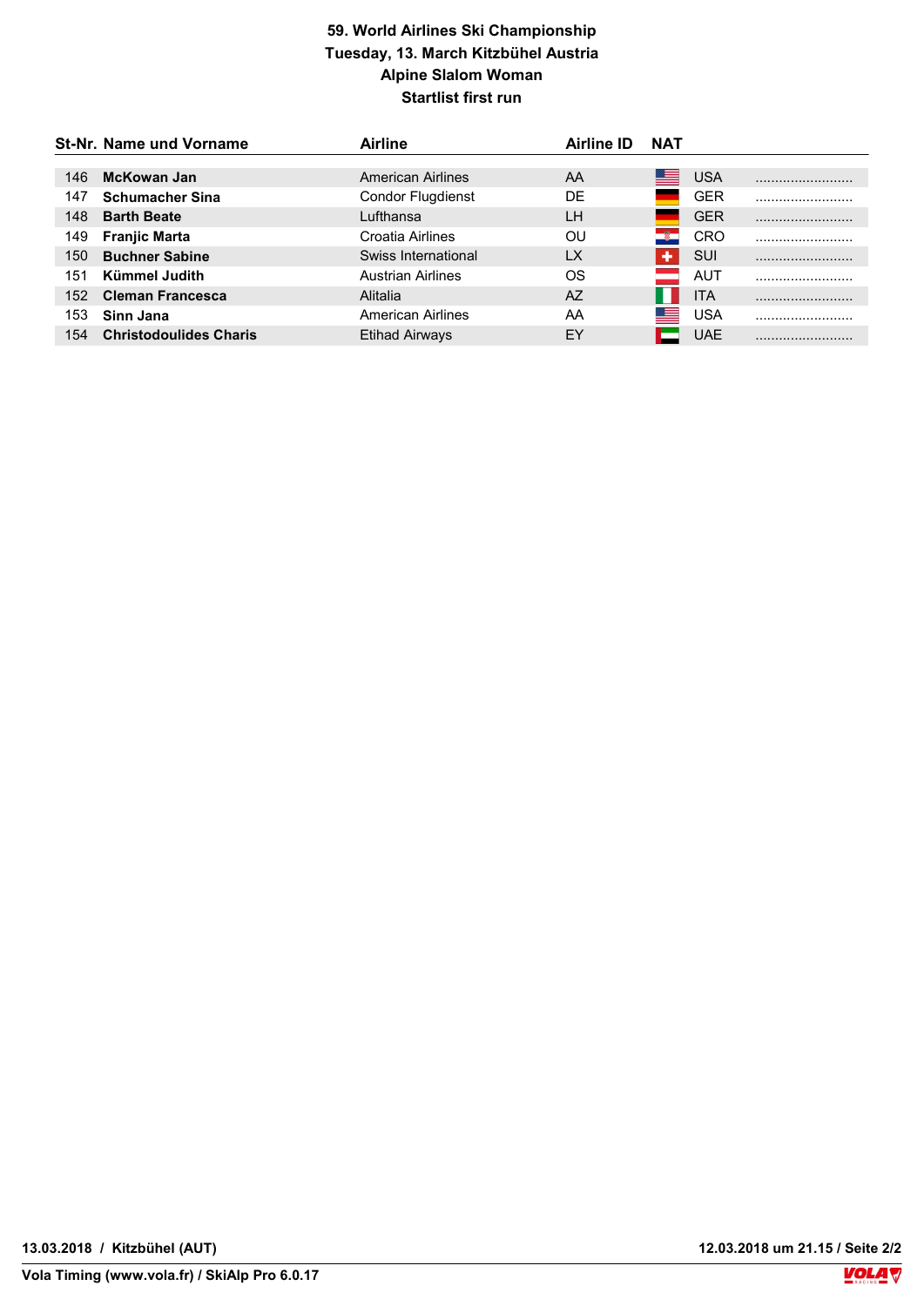# 59. World Airlines Ski Championship
## Tuesday, 13. March Kitzbühel Austria
## Alpine Slalom Woman
## Startlist first run

| St-Nr. | Name und Vorname | Airline | Airline ID | NAT | |
|---|---|---|---|---|---|
| 146 | **McKowan Jan** | American Airlines | AA | USA | ......................... |
| 147 | **Schumacher Sina** | Condor Flugdienst | DE | GER | ......................... |
| 148 | **Barth Beate** | Lufthansa | LH | GER | ......................... |
| 149 | **Franjic Marta** | Croatia Airlines | OU | CRO | ......................... |
| 150 | **Buchner Sabine** | Swiss International | LX | SUI | ......................... |
| 151 | **Kümmel Judith** | Austrian Airlines | OS | AUT | ......................... |
| 152 | **Cleman Francesca** | Alitalia | AZ | ITA | ......................... |
| 153 | **Sinn Jana** | American Airlines | AA | USA | ......................... |
| 154 | **Christodoulides Charis** | Etihad Airways | EY | UAE | ......................... |

**13.03.2018 / Kitzbühel (AUT)** **12.03.2018 um 21.15**

**Vola Timing (www.vola.fr) / SkiAlp Pro 6.0.17**